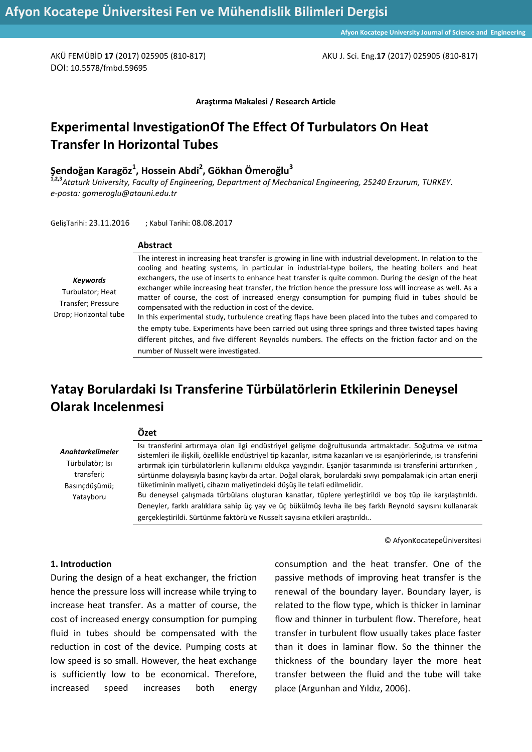DOI: 10.5578/fmbd.59695

**Araştırma Makalesi / Research Article**

# Experimental InvestigationOf The Effect Of Turbulators On Heat Transfer In Horizontal Tubes

**Şendoğan Karagöz[1], Hossein Abdi[2], Gökhan Ömeroğlu[3]**

[1,2,3] *Ataturk University, Faculty of Engineering, Department of Mechanical Engineering, 25240 Erzurum, TURKEY.*
*e-posta: gomeroglu@atauni.edu.tr*

GelişTarihi: 23.11.2016 ; Kabul Tarihi: 08.08.2017

***Keywords***
Turbulator; Heat Transfer; Pressure Drop; Horizontal tube

## Abstract

The interest in increasing heat transfer is growing in line with industrial development. In relation to the cooling and heating systems, in particular in industrial-type boilers, the heating boilers and heat exchangers, the use of inserts to enhance heat transfer is quite common. During the design of the heat exchanger while increasing heat transfer, the friction hence the pressure loss will increase as well. As a matter of course, the cost of increased energy consumption for pumping fluid in tubes should be compensated with the reduction in cost of the device.

In this experimental study, turbulence creating flaps have been placed into the tubes and compared to the empty tube. Experiments have been carried out using three springs and three twisted tapes having different pitches, and five different Reynolds numbers. The effects on the friction factor and on the number of Nusselt were investigated.

# Yatay Borulardaki Isı Transferine Türbülatörlerin Etkilerinin Deneysel Olarak Incelenmesi

***Anahtarkelimeler***
Türbülatör; Isı transferi; Basınçdüşümü; Yatayboru

## Özet

Isı transferini artırmaya olan ilgi endüstriyel gelişme doğrultusunda artmaktadır. Soğutma ve ısıtma sistemleri ile ilişkili, özellikle endüstriyel tip kazanlar, ısıtma kazanları ve ısı eşanjörlerinde, ısı transferini artırmak için türbülatörlerin kullanımı oldukça yaygındır. Eşanjör tasarımında ısı transferini arttırırken , sürtünme dolayısıyla basınç kaybı da artar. Doğal olarak, borulardaki sıvıyı pompalamak için artan enerji tüketiminin maliyeti, cihazın maliyetindeki düşüş ile telafi edilmelidir.

Bu deneysel çalışmada türbülans oluşturan kanatlar, tüplere yerleştirildi ve boş tüp ile karşılaştırıldı. Deneyler, farklı aralıklara sahip üç yay ve üç bükülmüş levha ile beş farklı Reynold sayısını kullanarak gerçekleştirildi. Sürtünme faktörü ve Nusselt sayısına etkileri araştırıldı..

© AfyonKocatepeÜniversitesi

## 1. Introduction

During the design of a heat exchanger, the friction hence the pressure loss will increase while trying to increase heat transfer. As a matter of course, the cost of increased energy consumption for pumping fluid in tubes should be compensated with the reduction in cost of the device. Pumping costs at low speed is so small. However, the heat exchange is sufficiently low to be economical. Therefore, increased speed increases both energy consumption and the heat transfer. One of the passive methods of improving heat transfer is the renewal of the boundary layer. Boundary layer, is related to the flow type, which is thicker in laminar flow and thinner in turbulent flow. Therefore, heat transfer in turbulent flow usually takes place faster than it does in laminar flow. So the thinner the thickness of the boundary layer the more heat transfer between the fluid and the tube will take place (Argunhan and Yıldız, 2006).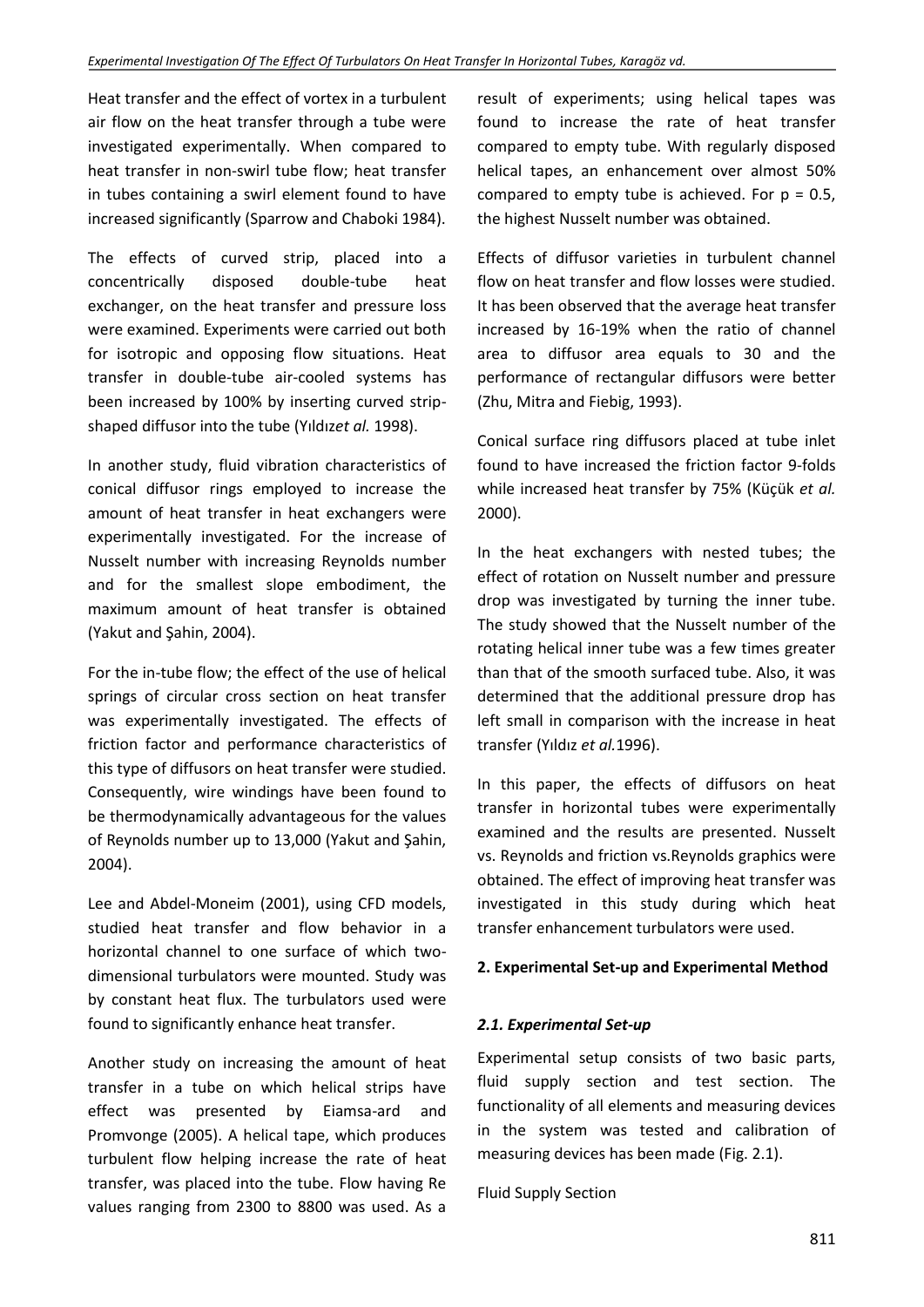Heat transfer and the effect of vortex in a turbulent air flow on the heat transfer through a tube were investigated experimentally. When compared to heat transfer in non-swirl tube flow; heat transfer in tubes containing a swirl element found to have increased significantly (Sparrow and Chaboki 1984).

The effects of curved strip, placed into a concentrically disposed double-tube heat exchanger, on the heat transfer and pressure loss were examined. Experiments were carried out both for isotropic and opposing flow situations. Heat transfer in double-tube air-cooled systems has been increased by 100% by inserting curved strip-shaped diffusor into the tube (Yıldız*et al.* 1998).

In another study, fluid vibration characteristics of conical diffusor rings employed to increase the amount of heat transfer in heat exchangers were experimentally investigated. For the increase of Nusselt number with increasing Reynolds number and for the smallest slope embodiment, the maximum amount of heat transfer is obtained (Yakut and Şahin, 2004).

For the in-tube flow; the effect of the use of helical springs of circular cross section on heat transfer was experimentally investigated. The effects of friction factor and performance characteristics of this type of diffusors on heat transfer were studied. Consequently, wire windings have been found to be thermodynamically advantageous for the values of Reynolds number up to 13,000 (Yakut and Şahin, 2004).

Lee and Abdel-Moneim (2001), using CFD models, studied heat transfer and flow behavior in a horizontal channel to one surface of which two-dimensional turbulators were mounted. Study was by constant heat flux. The turbulators used were found to significantly enhance heat transfer.

Another study on increasing the amount of heat transfer in a tube on which helical strips have effect was presented by Eiamsa-ard and Promvonge (2005). A helical tape, which produces turbulent flow helping increase the rate of heat transfer, was placed into the tube. Flow having Re values ranging from 2300 to 8800 was used. As a result of experiments; using helical tapes was found to increase the rate of heat transfer compared to empty tube. With regularly disposed helical tapes, an enhancement over almost 50% compared to empty tube is achieved. For $p = 0.5$, the highest Nusselt number was obtained.

Effects of diffusor varieties in turbulent channel flow on heat transfer and flow losses were studied. It has been observed that the average heat transfer increased by 16-19% when the ratio of channel area to diffusor area equals to 30 and the performance of rectangular diffusors were better (Zhu, Mitra and Fiebig, 1993).

Conical surface ring diffusors placed at tube inlet found to have increased the friction factor 9-folds while increased heat transfer by 75% (Küçük *et al.* 2000).

In the heat exchangers with nested tubes; the effect of rotation on Nusselt number and pressure drop was investigated by turning the inner tube. The study showed that the Nusselt number of the rotating helical inner tube was a few times greater than that of the smooth surfaced tube. Also, it was determined that the additional pressure drop has left small in comparison with the increase in heat transfer (Yıldız *et al.*1996).

In this paper, the effects of diffusors on heat transfer in horizontal tubes were experimentally examined and the results are presented. Nusselt vs. Reynolds and friction vs.Reynolds graphics were obtained. The effect of improving heat transfer was investigated in this study during which heat transfer enhancement turbulators were used.

## 2. Experimental Set-up and Experimental Method

### *2.1. Experimental Set-up*

Experimental setup consists of two basic parts, fluid supply section and test section. The functionality of all elements and measuring devices in the system was tested and calibration of measuring devices has been made (Fig. 2.1).

Fluid Supply Section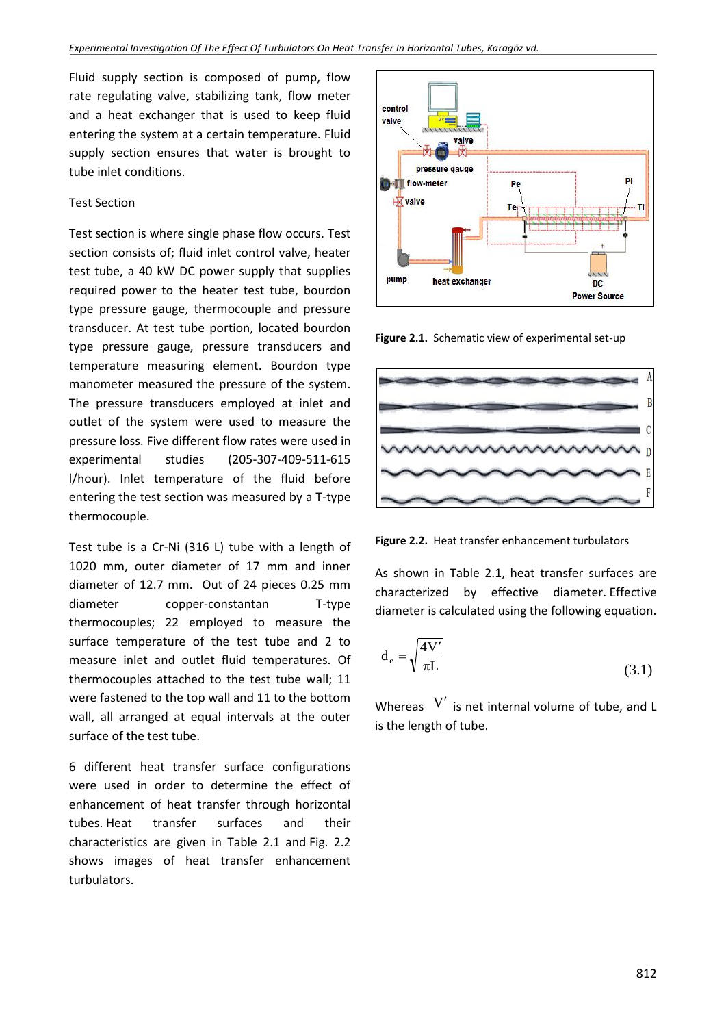Fluid supply section is composed of pump, flow rate regulating valve, stabilizing tank, flow meter and a heat exchanger that is used to keep fluid entering the system at a certain temperature. Fluid supply section ensures that water is brought to tube inlet conditions.

Test Section

Test section is where single phase flow occurs. Test section consists of; fluid inlet control valve, heater test tube, a 40 kW DC power supply that supplies required power to the heater test tube, bourdon type pressure gauge, thermocouple and pressure transducer. At test tube portion, located bourdon type pressure gauge, pressure transducers and temperature measuring element. Bourdon type manometer measured the pressure of the system. The pressure transducers employed at inlet and outlet of the system were used to measure the pressure loss. Five different flow rates were used in experimental studies (205-307-409-511-615 l/hour). Inlet temperature of the fluid before entering the test section was measured by a T-type thermocouple.

Test tube is a Cr-Ni (316 L) tube with a length of 1020 mm, outer diameter of 17 mm and inner diameter of 12.7 mm. Out of 24 pieces 0.25 mm diameter copper-constantan T-type thermocouples; 22 employed to measure the surface temperature of the test tube and 2 to measure inlet and outlet fluid temperatures. Of thermocouples attached to the test tube wall; 11 were fastened to the top wall and 11 to the bottom wall, all arranged at equal intervals at the outer surface of the test tube.

6 different heat transfer surface configurations were used in order to determine the effect of enhancement of heat transfer through horizontal tubes. Heat transfer surfaces and their characteristics are given in Table 2.1 and Fig. 2.2 shows images of heat transfer enhancement turbulators.

**Figure 2.1.** Schematic view of experimental set-up

**Figure 2.2.** Heat transfer enhancement turbulators

As shown in Table 2.1, heat transfer surfaces are characterized by effective diameter. Effective diameter is calculated using the following equation.

$$d_e = \sqrt{\frac{4V'}{\pi L}} \tag{3.1}$$

Whereas $V'$ is net internal volume of tube, and L is the length of tube.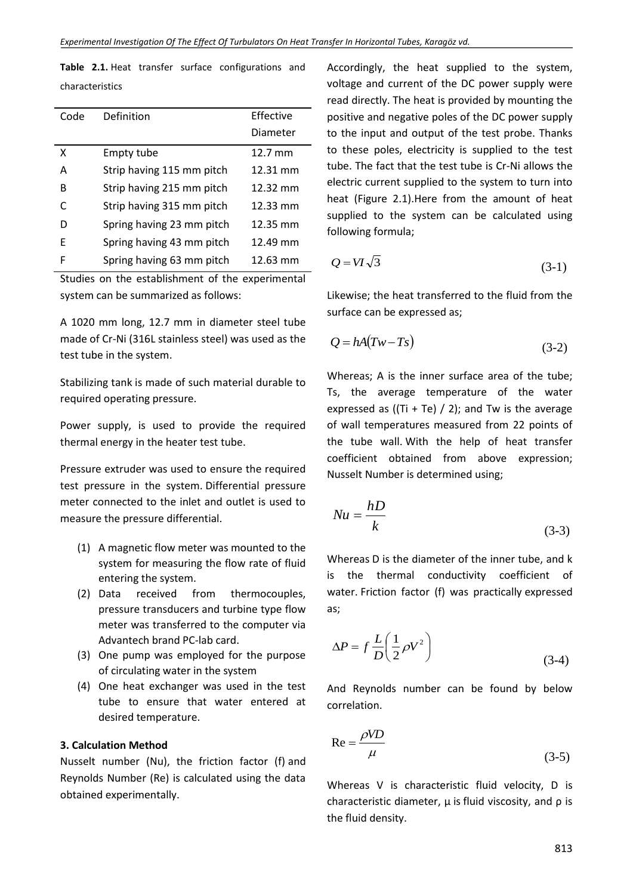**Table 2.1.** Heat transfer surface configurations and characteristics

| Code | Definition | Effective Diameter |
|---|---|---|
| X | Empty tube | 12.7 mm |
| A | Strip having 115 mm pitch | 12.31 mm |
| B | Strip having 215 mm pitch | 12.32 mm |
| C | Strip having 315 mm pitch | 12.33 mm |
| D | Spring having 23 mm pitch | 12.35 mm |
| E | Spring having 43 mm pitch | 12.49 mm |
| F | Spring having 63 mm pitch | 12.63 mm |

Studies on the establishment of the experimental system can be summarized as follows:

A 1020 mm long, 12.7 mm in diameter steel tube made of Cr-Ni (316L stainless steel) was used as the test tube in the system.

Stabilizing tank is made of such material durable to required operating pressure.

Power supply, is used to provide the required thermal energy in the heater test tube.

Pressure extruder was used to ensure the required test pressure in the system. Differential pressure meter connected to the inlet and outlet is used to measure the pressure differential.

(1) A magnetic flow meter was mounted to the system for measuring the flow rate of fluid entering the system.
(2) Data received from thermocouples, pressure transducers and turbine type flow meter was transferred to the computer via Advantech brand PC-lab card.
(3) One pump was employed for the purpose of circulating water in the system
(4) One heat exchanger was used in the test tube to ensure that water entered at desired temperature.

## 3. Calculation Method

Nusselt number (Nu), the friction factor (f) and Reynolds Number (Re) is calculated using the data obtained experimentally.

Accordingly, the heat supplied to the system, voltage and current of the DC power supply were read directly. The heat is provided by mounting the positive and negative poles of the DC power supply to the input and output of the test probe. Thanks to these poles, electricity is supplied to the test tube. The fact that the test tube is Cr-Ni allows the electric current supplied to the system to turn into heat (Figure 2.1).Here from the amount of heat supplied to the system can be calculated using following formula;

$$Q = VI\sqrt{3} \tag{3-1}$$

Likewise; the heat transferred to the fluid from the surface can be expressed as;

$$Q = hA(Tw - Ts) \tag{3-2}$$

Whereas; A is the inner surface area of the tube; Ts, the average temperature of the water expressed as ((Ti + Te) / 2); and Tw is the average of wall temperatures measured from 22 points of the tube wall. With the help of heat transfer coefficient obtained from above expression; Nusselt Number is determined using;

$$Nu = \frac{hD}{k} \tag{3-3}$$

Whereas D is the diameter of the inner tube, and k is the thermal conductivity coefficient of water. Friction factor (f) was practically expressed as;

$$\Delta P = f\,\frac{L}{D}\left(\frac{1}{2}\rho V^2\right) \tag{3-4}$$

And Reynolds number can be found by below correlation.

$$\mathrm{Re} = \frac{\rho V D}{\mu} \tag{3-5}$$

Whereas V is characteristic fluid velocity, D is characteristic diameter, μ is fluid viscosity, and ρ is the fluid density.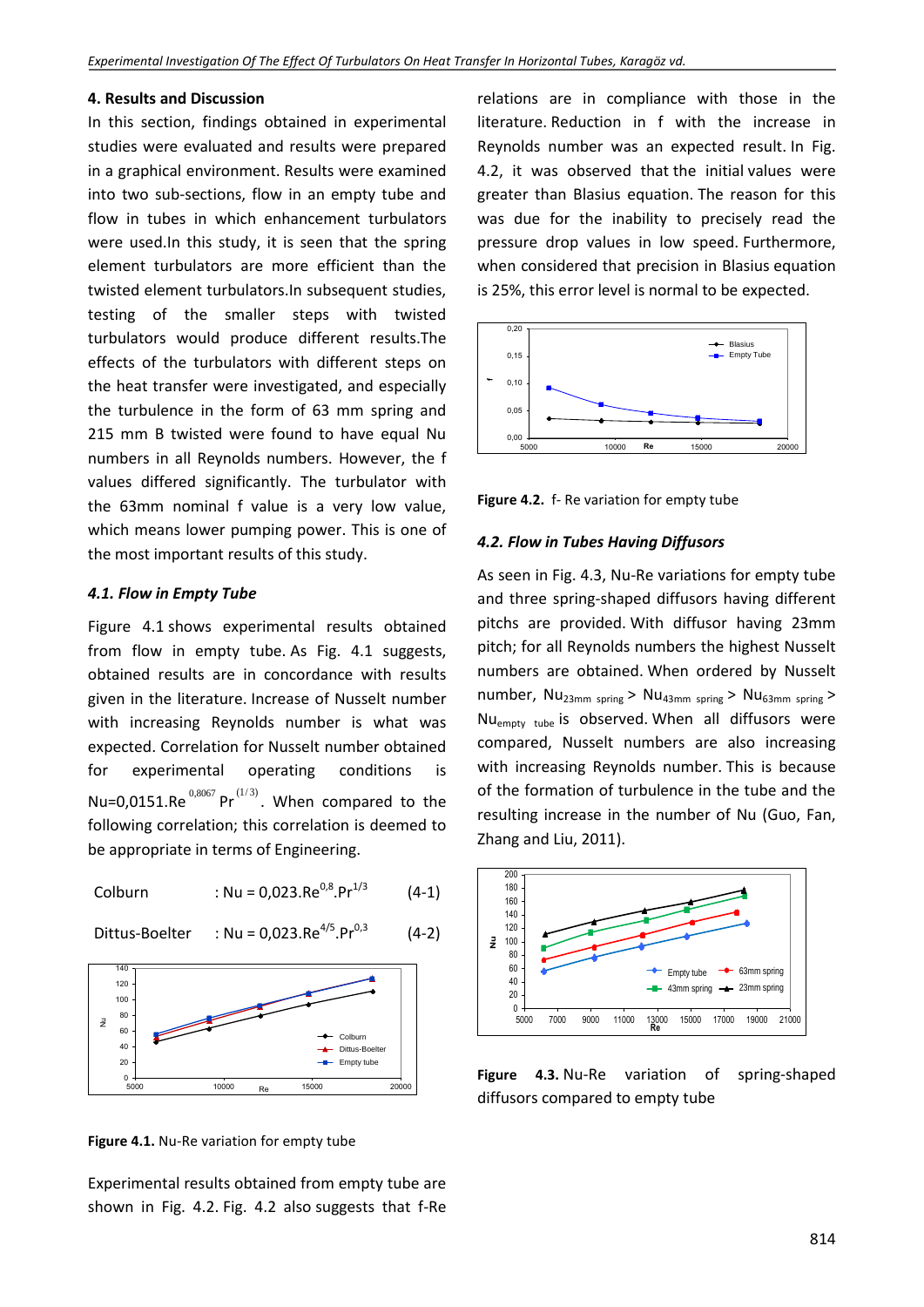## 4. Results and Discussion

In this section, findings obtained in experimental studies were evaluated and results were prepared in a graphical environment. Results were examined into two sub-sections, flow in an empty tube and flow in tubes in which enhancement turbulators were used.In this study, it is seen that the spring element turbulators are more efficient than the twisted element turbulators.In subsequent studies, testing of the smaller steps with twisted turbulators would produce different results.The effects of the turbulators with different steps on the heat transfer were investigated, and especially the turbulence in the form of 63 mm spring and 215 mm B twisted were found to have equal Nu numbers in all Reynolds numbers. However, the f values differed significantly. The turbulator with the 63mm nominal f value is a very low value, which means lower pumping power. This is one of the most important results of this study.

### *4.1. Flow in Empty Tube*

Figure 4.1 shows experimental results obtained from flow in empty tube. As Fig. 4.1 suggests, obtained results are in concordance with results given in the literature. Increase of Nusselt number with increasing Reynolds number is what was expected. Correlation for Nusselt number obtained for experimental operating conditions is $Nu=0{,}0151.Re^{0{,}8067}Pr^{(1/3)}$. When compared to the following correlation; this correlation is deemed to be appropriate in terms of Engineering.

Colburn : $Nu = 0{,}023.Re^{0{,}8}.Pr^{1/3}$ (4-1)

Dittus-Boelter : $Nu = 0{,}023.Re^{4/5}.Pr^{0{,}3}$ (4-2)

**Figure 4.1.** Nu-Re variation for empty tube

Experimental results obtained from empty tube are shown in Fig. 4.2. Fig. 4.2 also suggests that f-Re relations are in compliance with those in the literature. Reduction in f with the increase in Reynolds number was an expected result. In Fig. 4.2, it was observed that the initial values were greater than Blasius equation. The reason for this was due for the inability to precisely read the pressure drop values in low speed. Furthermore, when considered that precision in Blasius equation is 25%, this error level is normal to be expected.

**Figure 4.2.** f- Re variation for empty tube

### *4.2. Flow in Tubes Having Diffusors*

As seen in Fig. 4.3, Nu-Re variations for empty tube and three spring-shaped diffusors having different pitchs are provided. With diffusor having 23mm pitch; for all Reynolds numbers the highest Nusselt numbers are obtained. When ordered by Nusselt number, $Nu_{23mm\ spring} > Nu_{43mm\ spring} > Nu_{63mm\ spring} > Nu_{empty\ tube}$ is observed. When all diffusors were compared, Nusselt numbers are also increasing with increasing Reynolds number. This is because of the formation of turbulence in the tube and the resulting increase in the number of Nu (Guo, Fan, Zhang and Liu, 2011).

**Figure 4.3.** Nu-Re variation of spring-shaped diffusors compared to empty tube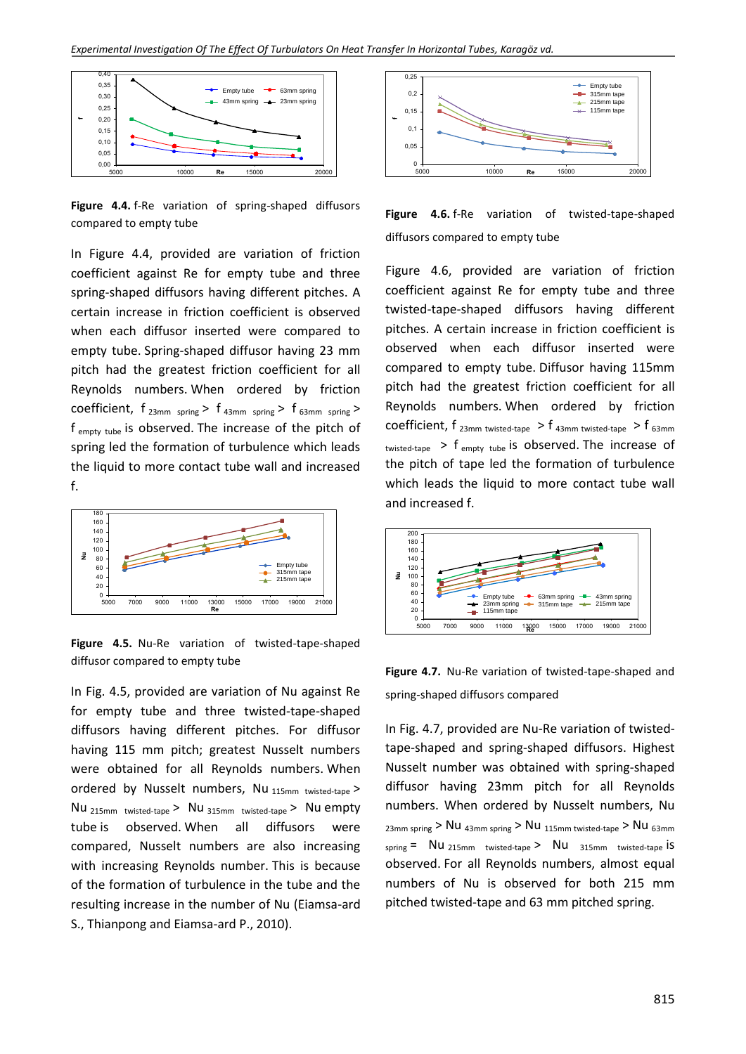**Figure 4.4.** f-Re variation of spring-shaped diffusors compared to empty tube

In Figure 4.4, provided are variation of friction coefficient against Re for empty tube and three spring-shaped diffusors having different pitches. A certain increase in friction coefficient is observed when each diffusor inserted were compared to empty tube. Spring-shaped diffusor having 23 mm pitch had the greatest friction coefficient for all Reynolds numbers. When ordered by friction coefficient, $f_{23mm\ spring} > f_{43mm\ spring} > f_{63mm\ spring} > f_{empty\ tube}$ is observed. The increase of the pitch of spring led the formation of turbulence which leads the liquid to more contact tube wall and increased f.

**Figure 4.5.** Nu-Re variation of twisted-tape-shaped diffusor compared to empty tube

In Fig. 4.5, provided are variation of Nu against Re for empty tube and three twisted-tape-shaped diffusors having different pitches. For diffusor having 115 mm pitch; greatest Nusselt numbers were obtained for all Reynolds numbers. When ordered by Nusselt numbers, $Nu_{115mm\ twisted\text{-}tape} > Nu_{215mm\ twisted\text{-}tape} > Nu_{315mm\ twisted\text{-}tape} >$ Nu empty tube is observed. When all diffusors were compared, Nusselt numbers are also increasing with increasing Reynolds number. This is because of the formation of turbulence in the tube and the resulting increase in the number of Nu (Eiamsa-ard S., Thianpong and Eiamsa-ard P., 2010).

**Figure 4.6.** f-Re variation of twisted-tape-shaped diffusors compared to empty tube

Figure 4.6, provided are variation of friction coefficient against Re for empty tube and three twisted-tape-shaped diffusors having different pitches. A certain increase in friction coefficient is observed when each diffusor inserted were compared to empty tube. Diffusor having 115mm pitch had the greatest friction coefficient for all Reynolds numbers. When ordered by friction coefficient, $f_{23mm\ twisted\text{-}tape} > f_{43mm\ twisted\text{-}tape} > f_{63mm\ twisted\text{-}tape} > f_{empty\ tube}$ is observed. The increase of the pitch of tape led the formation of turbulence which leads the liquid to more contact tube wall and increased f.

**Figure 4.7.** Nu-Re variation of twisted-tape-shaped and spring-shaped diffusors compared

In Fig. 4.7, provided are Nu-Re variation of twisted-tape-shaped and spring-shaped diffusors. Highest Nusselt number was obtained with spring-shaped diffusor having 23mm pitch for all Reynolds numbers. When ordered by Nusselt numbers, $Nu_{23mm\ spring} > Nu_{43mm\ spring} > Nu_{115mm\ twisted\text{-}tape} > Nu_{63mm\ spring} = Nu_{215mm\ twisted\text{-}tape} > Nu_{315mm\ twisted\text{-}tape}$ is observed. For all Reynolds numbers, almost equal numbers of Nu is observed for both 215 mm pitched twisted-tape and 63 mm pitched spring.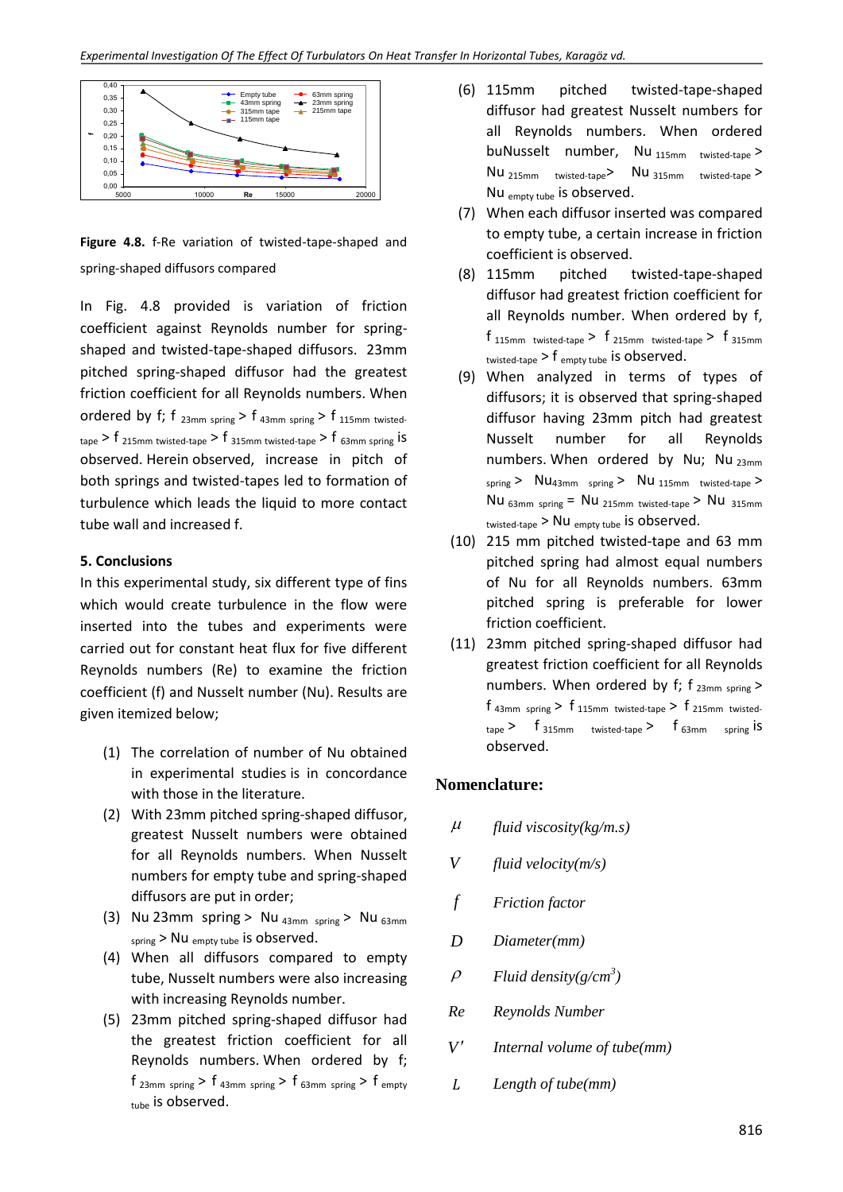**Figure 4.8.** f-Re variation of twisted-tape-shaped and spring-shaped diffusors compared

In Fig. 4.8 provided is variation of friction coefficient against Reynolds number for spring-shaped and twisted-tape-shaped diffusors. 23mm pitched spring-shaped diffusor had the greatest friction coefficient for all Reynolds numbers. When ordered by f; $f_{23mm\ spring} > f_{43mm\ spring} > f_{115mm\ twisted\text{-}tape} > f_{215mm\ twisted\text{-}tape} > f_{315mm\ twisted\text{-}tape} > f_{63mm\ spring}$ is observed. Herein observed, increase in pitch of both springs and twisted-tapes led to formation of turbulence which leads the liquid to more contact tube wall and increased f.

## 5. Conclusions

In this experimental study, six different type of fins which would create turbulence in the flow were inserted into the tubes and experiments were carried out for constant heat flux for five different Reynolds numbers (Re) to examine the friction coefficient (f) and Nusselt number (Nu). Results are given itemized below;

(1) The correlation of number of Nu obtained in experimental studies is in concordance with those in the literature.

(2) With 23mm pitched spring-shaped diffusor, greatest Nusselt numbers were obtained for all Reynolds numbers. When Nusselt numbers for empty tube and spring-shaped diffusors are put in order;

(3) $Nu$ 23mm spring $> Nu_{43mm\ spring} > Nu_{63mm\ spring} > Nu_{empty\ tube}$ is observed.

(4) When all diffusors compared to empty tube, Nusselt numbers were also increasing with increasing Reynolds number.

(5) 23mm pitched spring-shaped diffusor had the greatest friction coefficient for all Reynolds numbers. When ordered by f; $f_{23mm\ spring} > f_{43mm\ spring} > f_{63mm\ spring} > f_{empty\ tube}$ is observed.

(6) 115mm pitched twisted-tape-shaped diffusor had greatest Nusselt numbers for all Reynolds numbers. When ordered buNusselt number, $Nu_{115mm\ twisted\text{-}tape} > Nu_{215mm\ twisted\text{-}tape} > Nu_{315mm\ twisted\text{-}tape} > Nu_{empty\ tube}$ is observed.

(7) When each diffusor inserted was compared to empty tube, a certain increase in friction coefficient is observed.

(8) 115mm pitched twisted-tape-shaped diffusor had greatest friction coefficient for all Reynolds number. When ordered by f, $f_{115mm\ twisted\text{-}tape} > f_{215mm\ twisted\text{-}tape} > f_{315mm\ twisted\text{-}tape} > f_{empty\ tube}$ is observed.

(9) When analyzed in terms of types of diffusors; it is observed that spring-shaped diffusor having 23mm pitch had greatest Nusselt number for all Reynolds numbers. When ordered by Nu; $Nu_{23mm\ spring} > Nu_{43mm\ spring} > Nu_{115mm\ twisted\text{-}tape} > Nu_{63mm\ spring} = Nu_{215mm\ twisted\text{-}tape} > Nu_{315mm\ twisted\text{-}tape} > Nu_{empty\ tube}$ is observed.

(10) 215 mm pitched twisted-tape and 63 mm pitched spring had almost equal numbers of Nu for all Reynolds numbers. 63mm pitched spring is preferable for lower friction coefficient.

(11) 23mm pitched spring-shaped diffusor had greatest friction coefficient for all Reynolds numbers. When ordered by f; $f_{23mm\ spring} > f_{43mm\ spring} > f_{115mm\ twisted\text{-}tape} > f_{215mm\ twisted\text{-}tape} > f_{315mm\ twisted\text{-}tape} > f_{63mm\ spring}$ is observed.

## Nomenclature:

| | |
|---|---|
| $\mu$ | *fluid viscosity(kg/m.s)* |
| $V$ | *fluid velocity(m/s)* |
| $f$ | *Friction factor* |
| $D$ | *Diameter(mm)* |
| $\rho$ | *Fluid density(g/cm^3)* |
| $Re$ | *Reynolds Number* |
| $V'$ | *Internal volume of tube(mm)* |
| $L$ | *Length of tube(mm)* |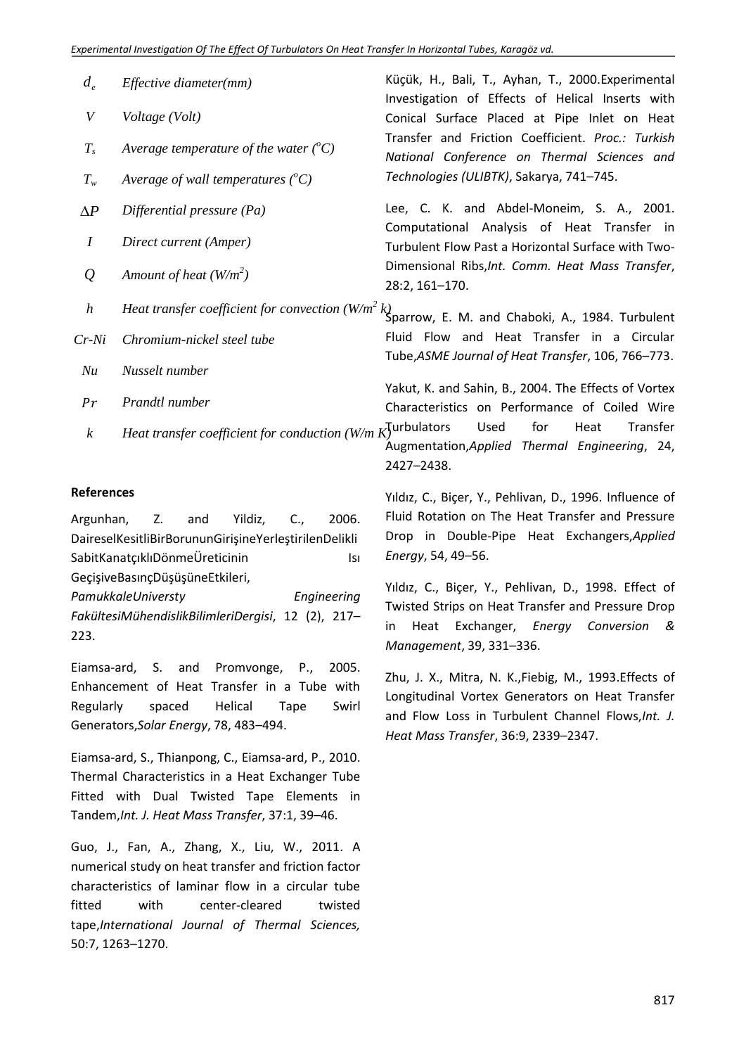| | |
|---|---|
| $d_e$ | *Effective diameter(mm)* |
| $V$ | *Voltage (Volt)* |
| $T_s$ | *Average temperature of the water ($^oC$)* |
| $T_w$ | *Average of wall temperatures ($^oC$)* |
| $\Delta P$ | *Differential pressure (Pa)* |
| $I$ | *Direct current (Amper)* |
| $Q$ | *Amount of heat (W/m$^2$)* |
| $h$ | *Heat transfer coefficient for convection (W/m$^2$ k)* |
| *Cr-Ni* | *Chromium-nickel steel tube* |
| *Nu* | *Nusselt number* |
| *Pr* | *Prandtl number* |
| $k$ | *Heat transfer coefficient for conduction (W/m K)* |

**References**

Argunhan, Z. and Yildiz, C., 2006. DaireselKesitliBirBorununGirişineYerleştirilenDelikli SabitKanatçıklıDönmeÜreticinin Isı GeçişiveBasınçDüşüşüneEtkileri, *PamukkaleUniversty Engineering FakültesiMühendislikBilimleriDergisi*, 12 (2), 217–223.

Eiamsa-ard, S. and Promvonge, P., 2005. Enhancement of Heat Transfer in a Tube with Regularly spaced Helical Tape Swirl Generators,*Solar Energy*, 78, 483–494.

Eiamsa-ard, S., Thianpong, C., Eiamsa-ard, P., 2010. Thermal Characteristics in a Heat Exchanger Tube Fitted with Dual Twisted Tape Elements in Tandem,*Int. J. Heat Mass Transfer*, 37:1, 39–46.

Guo, J., Fan, A., Zhang, X., Liu, W., 2011. A numerical study on heat transfer and friction factor characteristics of laminar flow in a circular tube fitted with center-cleared twisted tape,*International Journal of Thermal Sciences,* 50:7, 1263–1270.

Küçük, H., Bali, T., Ayhan, T., 2000.Experimental Investigation of Effects of Helical Inserts with Conical Surface Placed at Pipe Inlet on Heat Transfer and Friction Coefficient. *Proc.: Turkish National Conference on Thermal Sciences and Technologies (ULIBTK)*, Sakarya, 741–745.

Lee, C. K. and Abdel-Moneim, S. A., 2001. Computational Analysis of Heat Transfer in Turbulent Flow Past a Horizontal Surface with Two-Dimensional Ribs,*Int. Comm. Heat Mass Transfer*, 28:2, 161–170.

Sparrow, E. M. and Chaboki, A., 1984. Turbulent Fluid Flow and Heat Transfer in a Circular Tube,*ASME Journal of Heat Transfer*, 106, 766–773.

Yakut, K. and Sahin, B., 2004. The Effects of Vortex Characteristics on Performance of Coiled Wire Turbulators Used for Heat Transfer Augmentation,*Applied Thermal Engineering*, 24, 2427–2438.

Yıldız, C., Biçer, Y., Pehlivan, D., 1996. Influence of Fluid Rotation on The Heat Transfer and Pressure Drop in Double-Pipe Heat Exchangers,*Applied Energy*, 54, 49–56.

Yıldız, C., Biçer, Y., Pehlivan, D., 1998. Effect of Twisted Strips on Heat Transfer and Pressure Drop in Heat Exchanger, *Energy Conversion & Management*, 39, 331–336.

Zhu, J. X., Mitra, N. K.,Fiebig, M., 1993.Effects of Longitudinal Vortex Generators on Heat Transfer and Flow Loss in Turbulent Channel Flows,*Int. J. Heat Mass Transfer*, 36:9, 2339–2347.